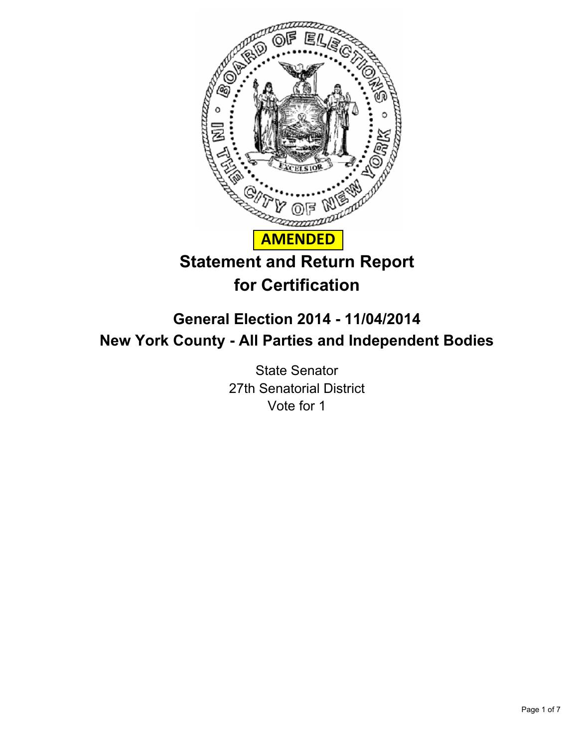**AMENDED**

# Statement and Return Report for Certification

## General Election 2014 - 11/04/2014

## New York County - All Parties and Independent Bodies

State Senator
27th Senatorial District
Vote for 1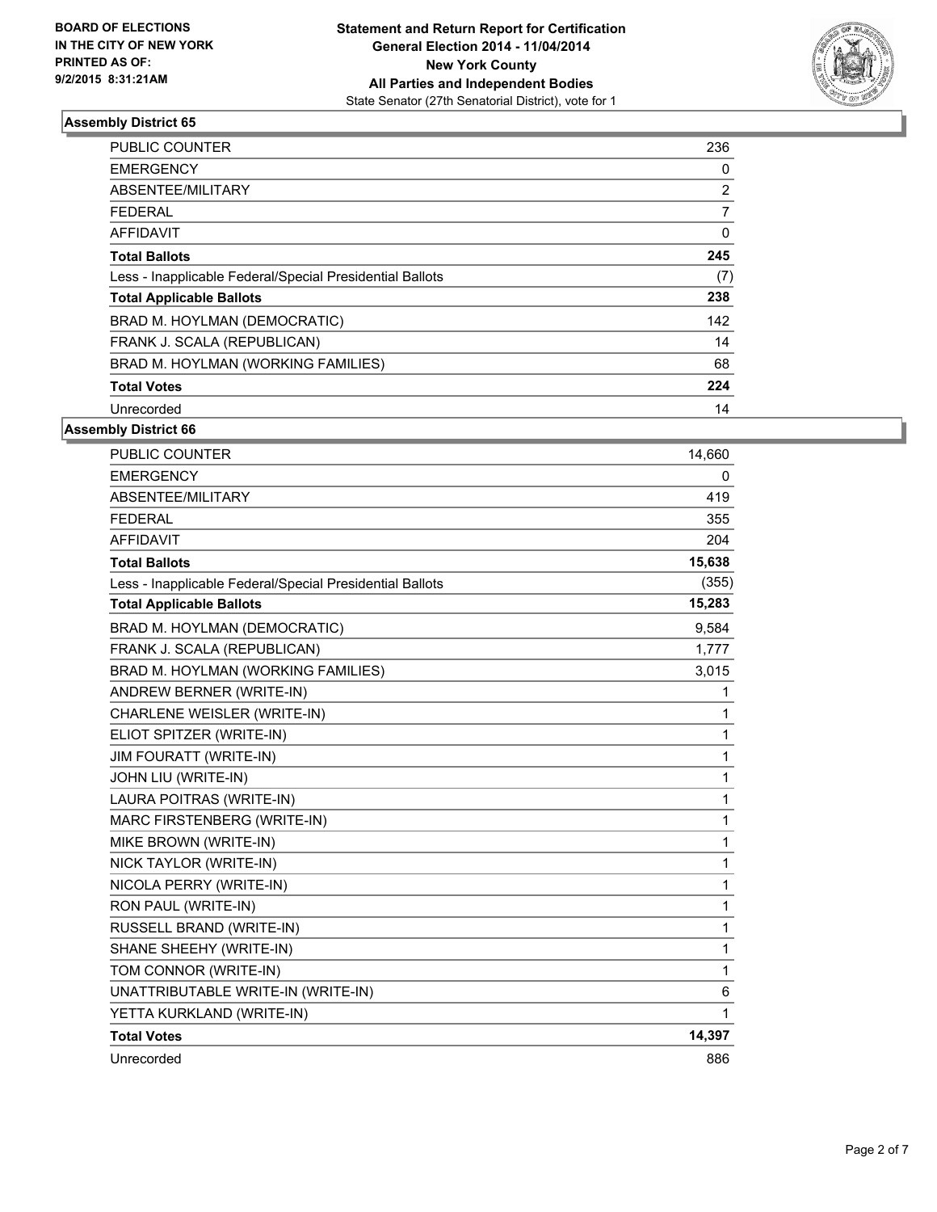**BOARD OF ELECTIONS**
**IN THE CITY OF NEW YORK**
**PRINTED AS OF:**
**9/2/2015 8:31:21AM**

**Statement and Return Report for Certification**
**General Election 2014 - 11/04/2014**
**New York County**
**All Parties and Independent Bodies**
State Senator (27th Senatorial District), vote for 1

### Assembly District 65

| | |
|---|---|
| PUBLIC COUNTER | 236 |
| EMERGENCY | 0 |
| ABSENTEE/MILITARY | 2 |
| FEDERAL | 7 |
| AFFIDAVIT | 0 |
| **Total Ballots** | **245** |
| Less - Inapplicable Federal/Special Presidential Ballots | (7) |
| **Total Applicable Ballots** | **238** |
| BRAD M. HOYLMAN (DEMOCRATIC) | 142 |
| FRANK J. SCALA (REPUBLICAN) | 14 |
| BRAD M. HOYLMAN (WORKING FAMILIES) | 68 |
| **Total Votes** | **224** |
| Unrecorded | 14 |

### Assembly District 66

| | |
|---|---|
| PUBLIC COUNTER | 14,660 |
| EMERGENCY | 0 |
| ABSENTEE/MILITARY | 419 |
| FEDERAL | 355 |
| AFFIDAVIT | 204 |
| **Total Ballots** | **15,638** |
| Less - Inapplicable Federal/Special Presidential Ballots | (355) |
| **Total Applicable Ballots** | **15,283** |
| BRAD M. HOYLMAN (DEMOCRATIC) | 9,584 |
| FRANK J. SCALA (REPUBLICAN) | 1,777 |
| BRAD M. HOYLMAN (WORKING FAMILIES) | 3,015 |
| ANDREW BERNER (WRITE-IN) | 1 |
| CHARLENE WEISLER (WRITE-IN) | 1 |
| ELIOT SPITZER (WRITE-IN) | 1 |
| JIM FOURATT (WRITE-IN) | 1 |
| JOHN LIU (WRITE-IN) | 1 |
| LAURA POITRAS (WRITE-IN) | 1 |
| MARC FIRSTENBERG (WRITE-IN) | 1 |
| MIKE BROWN (WRITE-IN) | 1 |
| NICK TAYLOR (WRITE-IN) | 1 |
| NICOLA PERRY (WRITE-IN) | 1 |
| RON PAUL (WRITE-IN) | 1 |
| RUSSELL BRAND (WRITE-IN) | 1 |
| SHANE SHEEHY (WRITE-IN) | 1 |
| TOM CONNOR (WRITE-IN) | 1 |
| UNATTRIBUTABLE WRITE-IN (WRITE-IN) | 6 |
| YETTA KURKLAND (WRITE-IN) | 1 |
| **Total Votes** | **14,397** |
| Unrecorded | 886 |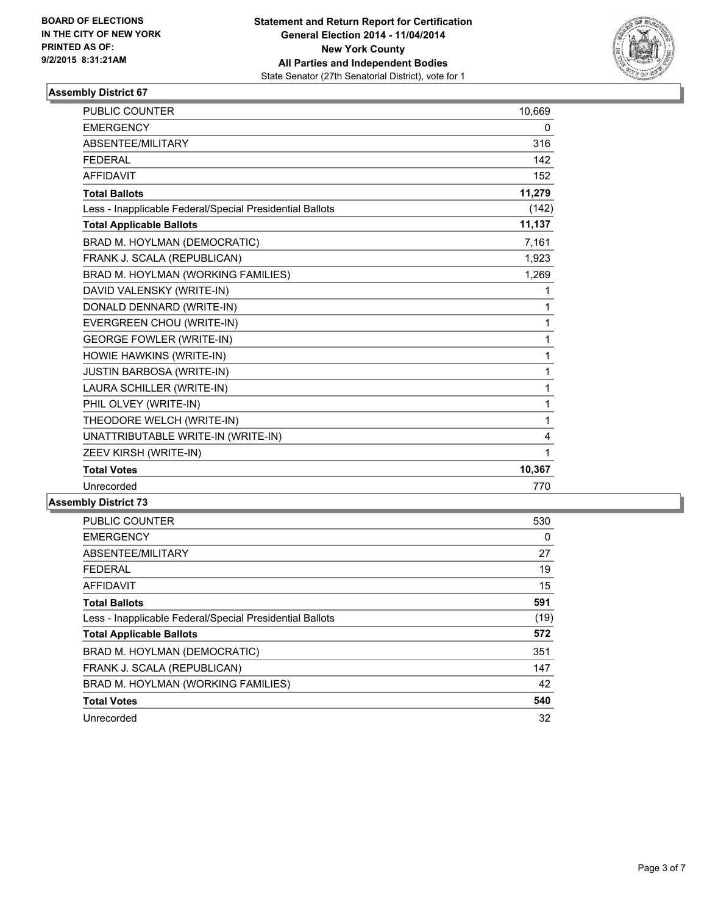**BOARD OF ELECTIONS IN THE CITY OF NEW YORK PRINTED AS OF: 9/2/2015 8:31:21AM**

**Statement and Return Report for Certification**
**General Election 2014 - 11/04/2014**
**New York County**
**All Parties and Independent Bodies**
State Senator (27th Senatorial District), vote for 1

### Assembly District 67

| | |
|---|---|
| PUBLIC COUNTER | 10,669 |
| EMERGENCY | 0 |
| ABSENTEE/MILITARY | 316 |
| FEDERAL | 142 |
| AFFIDAVIT | 152 |
| **Total Ballots** | **11,279** |
| Less - Inapplicable Federal/Special Presidential Ballots | (142) |
| **Total Applicable Ballots** | **11,137** |
| BRAD M. HOYLMAN (DEMOCRATIC) | 7,161 |
| FRANK J. SCALA (REPUBLICAN) | 1,923 |
| BRAD M. HOYLMAN (WORKING FAMILIES) | 1,269 |
| DAVID VALENSKY (WRITE-IN) | 1 |
| DONALD DENNARD (WRITE-IN) | 1 |
| EVERGREEN CHOU (WRITE-IN) | 1 |
| GEORGE FOWLER (WRITE-IN) | 1 |
| HOWIE HAWKINS (WRITE-IN) | 1 |
| JUSTIN BARBOSA (WRITE-IN) | 1 |
| LAURA SCHILLER (WRITE-IN) | 1 |
| PHIL OLVEY (WRITE-IN) | 1 |
| THEODORE WELCH (WRITE-IN) | 1 |
| UNATTRIBUTABLE WRITE-IN (WRITE-IN) | 4 |
| ZEEV KIRSH (WRITE-IN) | 1 |
| **Total Votes** | **10,367** |
| Unrecorded | 770 |

### Assembly District 73

| | |
|---|---|
| PUBLIC COUNTER | 530 |
| EMERGENCY | 0 |
| ABSENTEE/MILITARY | 27 |
| FEDERAL | 19 |
| AFFIDAVIT | 15 |
| **Total Ballots** | **591** |
| Less - Inapplicable Federal/Special Presidential Ballots | (19) |
| **Total Applicable Ballots** | **572** |
| BRAD M. HOYLMAN (DEMOCRATIC) | 351 |
| FRANK J. SCALA (REPUBLICAN) | 147 |
| BRAD M. HOYLMAN (WORKING FAMILIES) | 42 |
| **Total Votes** | **540** |
| Unrecorded | 32 |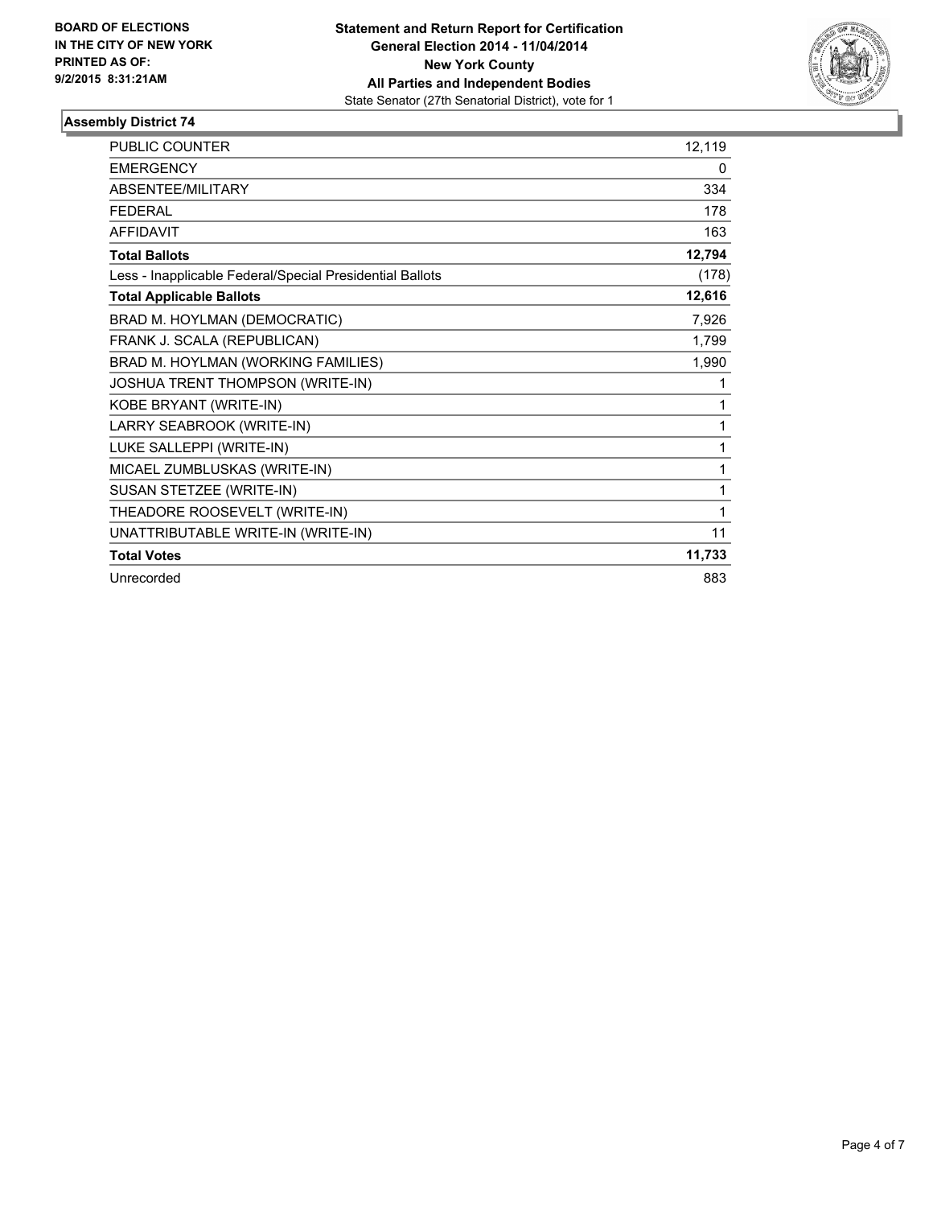**BOARD OF ELECTIONS**
**IN THE CITY OF NEW YORK**
**PRINTED AS OF:**
**9/2/2015 8:31:21AM**

**Statement and Return Report for Certification**
**General Election 2014 - 11/04/2014**
**New York County**
**All Parties and Independent Bodies**
State Senator (27th Senatorial District), vote for 1

### Assembly District 74

| | |
|---|---|
| PUBLIC COUNTER | 12,119 |
| EMERGENCY | 0 |
| ABSENTEE/MILITARY | 334 |
| FEDERAL | 178 |
| AFFIDAVIT | 163 |
| **Total Ballots** | **12,794** |
| Less - Inapplicable Federal/Special Presidential Ballots | (178) |
| **Total Applicable Ballots** | **12,616** |
| BRAD M. HOYLMAN (DEMOCRATIC) | 7,926 |
| FRANK J. SCALA (REPUBLICAN) | 1,799 |
| BRAD M. HOYLMAN (WORKING FAMILIES) | 1,990 |
| JOSHUA TRENT THOMPSON (WRITE-IN) | 1 |
| KOBE BRYANT (WRITE-IN) | 1 |
| LARRY SEABROOK (WRITE-IN) | 1 |
| LUKE SALLEPPI (WRITE-IN) | 1 |
| MICAEL ZUMBLUSKAS (WRITE-IN) | 1 |
| SUSAN STETZEE (WRITE-IN) | 1 |
| THEADORE ROOSEVELT (WRITE-IN) | 1 |
| UNATTRIBUTABLE WRITE-IN (WRITE-IN) | 11 |
| **Total Votes** | **11,733** |
| Unrecorded | 883 |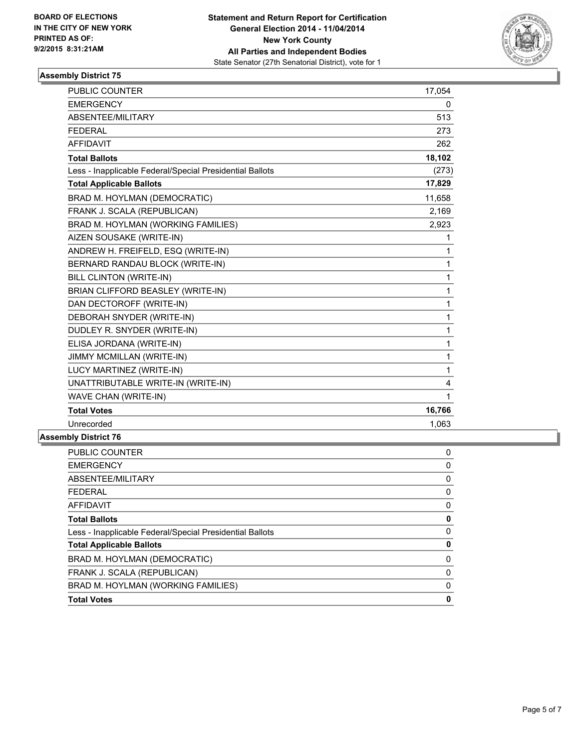BOARD OF ELECTIONS
IN THE CITY OF NEW YORK
PRINTED AS OF:
9/2/2015 8:31:21AM

**Statement and Return Report for Certification**
**General Election 2014 - 11/04/2014**
**New York County**
**All Parties and Independent Bodies**
State Senator (27th Senatorial District), vote for 1

### Assembly District 75

| | |
|---|---|
| PUBLIC COUNTER | 17,054 |
| EMERGENCY | 0 |
| ABSENTEE/MILITARY | 513 |
| FEDERAL | 273 |
| AFFIDAVIT | 262 |
| **Total Ballots** | **18,102** |
| Less - Inapplicable Federal/Special Presidential Ballots | (273) |
| **Total Applicable Ballots** | **17,829** |
| BRAD M. HOYLMAN (DEMOCRATIC) | 11,658 |
| FRANK J. SCALA (REPUBLICAN) | 2,169 |
| BRAD M. HOYLMAN (WORKING FAMILIES) | 2,923 |
| AIZEN SOUSAKE (WRITE-IN) | 1 |
| ANDREW H. FREIFELD, ESQ (WRITE-IN) | 1 |
| BERNARD RANDAU BLOCK (WRITE-IN) | 1 |
| BILL CLINTON (WRITE-IN) | 1 |
| BRIAN CLIFFORD BEASLEY (WRITE-IN) | 1 |
| DAN DECTOROFF (WRITE-IN) | 1 |
| DEBORAH SNYDER (WRITE-IN) | 1 |
| DUDLEY R. SNYDER (WRITE-IN) | 1 |
| ELISA JORDANA (WRITE-IN) | 1 |
| JIMMY MCMILLAN (WRITE-IN) | 1 |
| LUCY MARTINEZ (WRITE-IN) | 1 |
| UNATTRIBUTABLE WRITE-IN (WRITE-IN) | 4 |
| WAVE CHAN (WRITE-IN) | 1 |
| **Total Votes** | **16,766** |
| Unrecorded | 1,063 |

### Assembly District 76

| | |
|---|---|
| PUBLIC COUNTER | 0 |
| EMERGENCY | 0 |
| ABSENTEE/MILITARY | 0 |
| FEDERAL | 0 |
| AFFIDAVIT | 0 |
| **Total Ballots** | **0** |
| Less - Inapplicable Federal/Special Presidential Ballots | 0 |
| **Total Applicable Ballots** | **0** |
| BRAD M. HOYLMAN (DEMOCRATIC) | 0 |
| FRANK J. SCALA (REPUBLICAN) | 0 |
| BRAD M. HOYLMAN (WORKING FAMILIES) | 0 |
| **Total Votes** | **0** |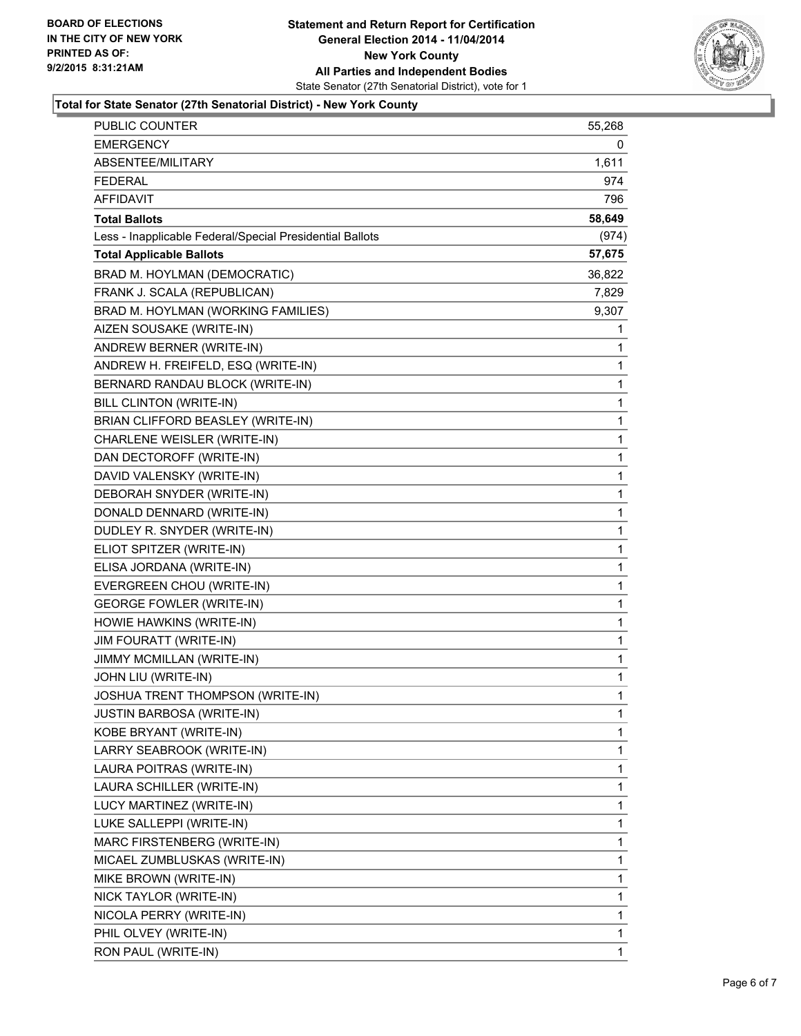**BOARD OF ELECTIONS IN THE CITY OF NEW YORK PRINTED AS OF: 9/2/2015 8:31:21AM**

**Statement and Return Report for Certification General Election 2014 - 11/04/2014 New York County All Parties and Independent Bodies**
State Senator (27th Senatorial District), vote for 1

**Total for State Senator (27th Senatorial District) - New York County**

| | |
|---|---|
| PUBLIC COUNTER | 55,268 |
| EMERGENCY | 0 |
| ABSENTEE/MILITARY | 1,611 |
| FEDERAL | 974 |
| AFFIDAVIT | 796 |
| **Total Ballots** | **58,649** |
| Less - Inapplicable Federal/Special Presidential Ballots | (974) |
| **Total Applicable Ballots** | **57,675** |
| BRAD M. HOYLMAN (DEMOCRATIC) | 36,822 |
| FRANK J. SCALA (REPUBLICAN) | 7,829 |
| BRAD M. HOYLMAN (WORKING FAMILIES) | 9,307 |
| AIZEN SOUSAKE (WRITE-IN) | 1 |
| ANDREW BERNER (WRITE-IN) | 1 |
| ANDREW H. FREIFELD, ESQ (WRITE-IN) | 1 |
| BERNARD RANDAU BLOCK (WRITE-IN) | 1 |
| BILL CLINTON (WRITE-IN) | 1 |
| BRIAN CLIFFORD BEASLEY (WRITE-IN) | 1 |
| CHARLENE WEISLER (WRITE-IN) | 1 |
| DAN DECTOROFF (WRITE-IN) | 1 |
| DAVID VALENSKY (WRITE-IN) | 1 |
| DEBORAH SNYDER (WRITE-IN) | 1 |
| DONALD DENNARD (WRITE-IN) | 1 |
| DUDLEY R. SNYDER (WRITE-IN) | 1 |
| ELIOT SPITZER (WRITE-IN) | 1 |
| ELISA JORDANA (WRITE-IN) | 1 |
| EVERGREEN CHOU (WRITE-IN) | 1 |
| GEORGE FOWLER (WRITE-IN) | 1 |
| HOWIE HAWKINS (WRITE-IN) | 1 |
| JIM FOURATT (WRITE-IN) | 1 |
| JIMMY MCMILLAN (WRITE-IN) | 1 |
| JOHN LIU (WRITE-IN) | 1 |
| JOSHUA TRENT THOMPSON (WRITE-IN) | 1 |
| JUSTIN BARBOSA (WRITE-IN) | 1 |
| KOBE BRYANT (WRITE-IN) | 1 |
| LARRY SEABROOK (WRITE-IN) | 1 |
| LAURA POITRAS (WRITE-IN) | 1 |
| LAURA SCHILLER (WRITE-IN) | 1 |
| LUCY MARTINEZ (WRITE-IN) | 1 |
| LUKE SALLEPPI (WRITE-IN) | 1 |
| MARC FIRSTENBERG (WRITE-IN) | 1 |
| MICAEL ZUMBLUSKAS (WRITE-IN) | 1 |
| MIKE BROWN (WRITE-IN) | 1 |
| NICK TAYLOR (WRITE-IN) | 1 |
| NICOLA PERRY (WRITE-IN) | 1 |
| PHIL OLVEY (WRITE-IN) | 1 |
| RON PAUL (WRITE-IN) | 1 |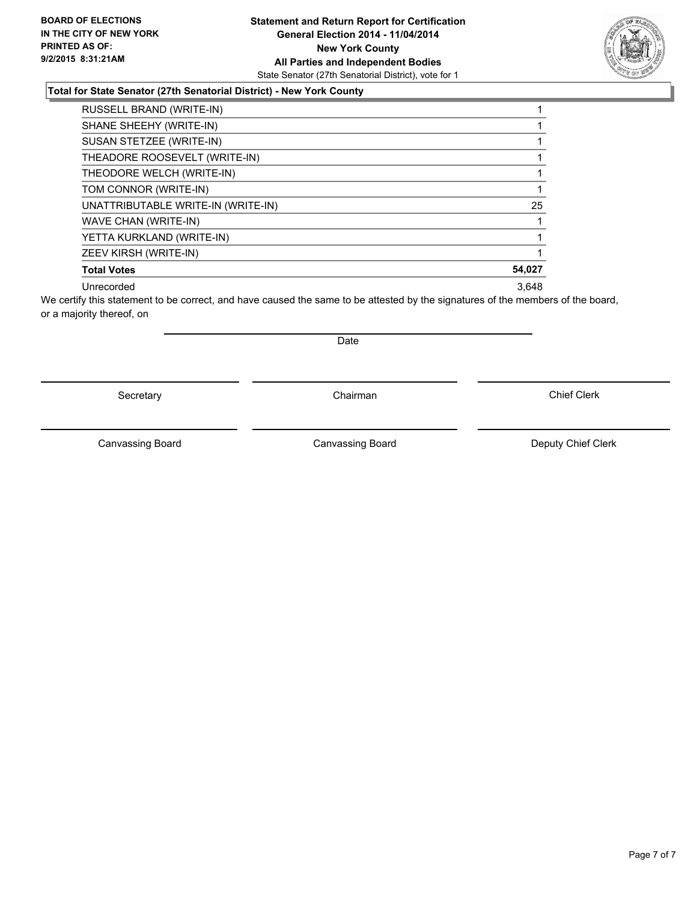**BOARD OF ELECTIONS IN THE CITY OF NEW YORK PRINTED AS OF: 9/2/2015 8:31:21AM**

**Statement and Return Report for Certification**
**General Election 2014 - 11/04/2014**
**New York County**
**All Parties and Independent Bodies**
State Senator (27th Senatorial District), vote for 1

**Total for State Senator (27th Senatorial District) - New York County**

| | |
|---|---|
| RUSSELL BRAND (WRITE-IN) | 1 |
| SHANE SHEEHY (WRITE-IN) | 1 |
| SUSAN STETZEE (WRITE-IN) | 1 |
| THEADORE ROOSEVELT (WRITE-IN) | 1 |
| THEODORE WELCH (WRITE-IN) | 1 |
| TOM CONNOR (WRITE-IN) | 1 |
| UNATTRIBUTABLE WRITE-IN (WRITE-IN) | 25 |
| WAVE CHAN (WRITE-IN) | 1 |
| YETTA KURKLAND (WRITE-IN) | 1 |
| ZEEV KIRSH (WRITE-IN) | 1 |
| **Total Votes** | **54,027** |
| Unrecorded | 3,648 |

We certify this statement to be correct, and have caused the same to be attested by the signatures of the members of the board, or a majority thereof, on

Date

Secretary | Chairman | Chief Clerk

Canvassing Board | Canvassing Board | Deputy Chief Clerk